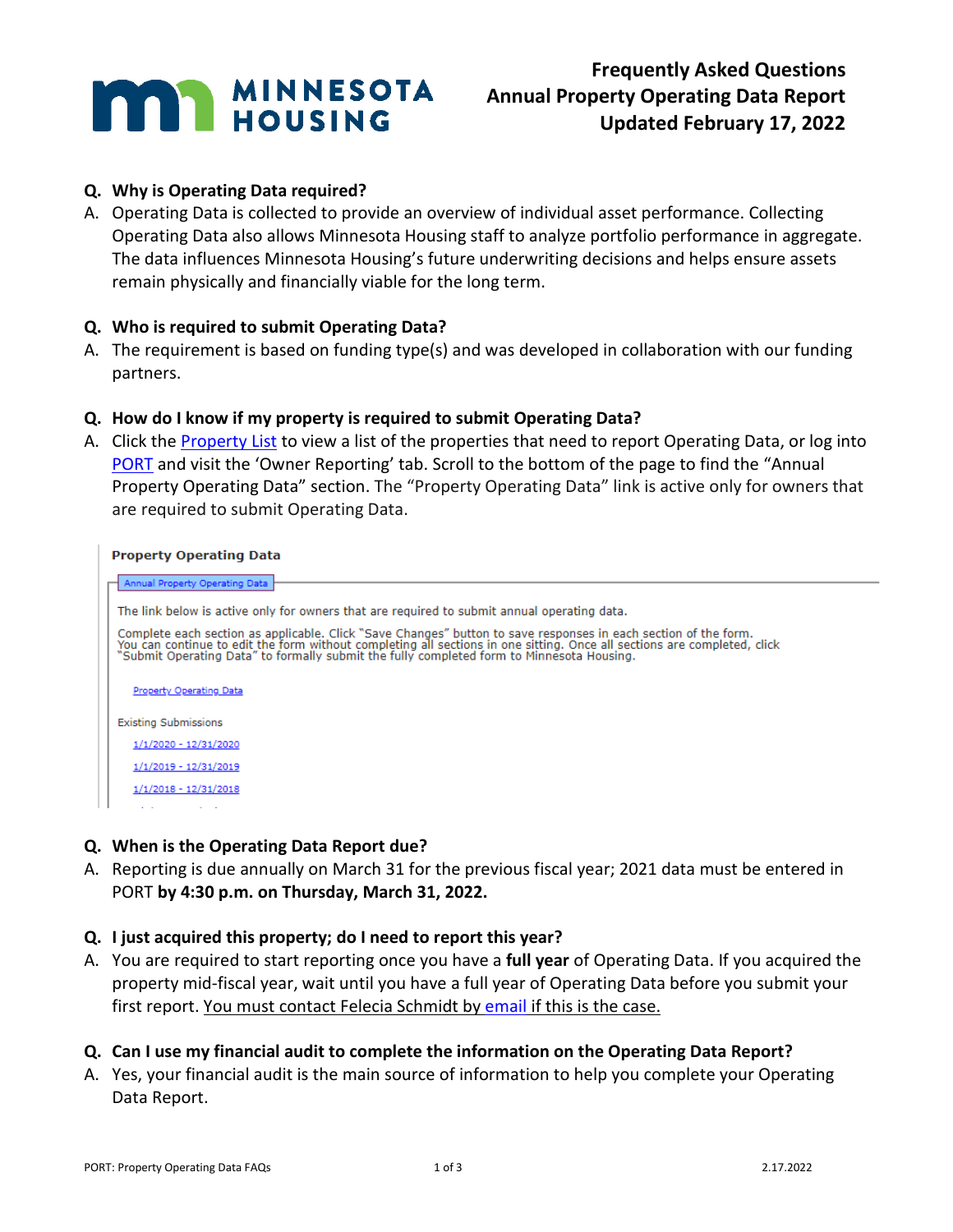# Frequently Asked Questions
## Annual Property Operating Data Report
### Updated February 17, 2022

**Q. Why is Operating Data required?**

A. Operating Data is collected to provide an overview of individual asset performance. Collecting Operating Data also allows Minnesota Housing staff to analyze portfolio performance in aggregate. The data influences Minnesota Housing's future underwriting decisions and helps ensure assets remain physically and financially viable for the long term.

**Q. Who is required to submit Operating Data?**

A. The requirement is based on funding type(s) and was developed in collaboration with our funding partners.

**Q. How do I know if my property is required to submit Operating Data?**

A. Click the Property List to view a list of the properties that need to report Operating Data, or log into PORT and visit the 'Owner Reporting' tab. Scroll to the bottom of the page to find the "Annual Property Operating Data" section. The "Property Operating Data" link is active only for owners that are required to submit Operating Data.

**Property Operating Data**

Annual Property Operating Data

The link below is active only for owners that are required to submit annual operating data.

Complete each section as applicable. Click "Save Changes" button to save responses in each section of the form. You can continue to edit the form without completing all sections in one sitting. Once all sections are completed, click "Submit Operating Data" to formally submit the fully completed form to Minnesota Housing.

Property Operating Data

Existing Submissions

1/1/2020 - 12/31/2020

1/1/2019 - 12/31/2019

1/1/2018 - 12/31/2018

**Q. When is the Operating Data Report due?**

A. Reporting is due annually on March 31 for the previous fiscal year; 2021 data must be entered in PORT **by 4:30 p.m. on Thursday, March 31, 2022.**

**Q. I just acquired this property; do I need to report this year?**

A. You are required to start reporting once you have a **full year** of Operating Data. If you acquired the property mid-fiscal year, wait until you have a full year of Operating Data before you submit your first report. You must contact Felecia Schmidt by email if this is the case.

**Q. Can I use my financial audit to complete the information on the Operating Data Report?**

A. Yes, your financial audit is the main source of information to help you complete your Operating Data Report.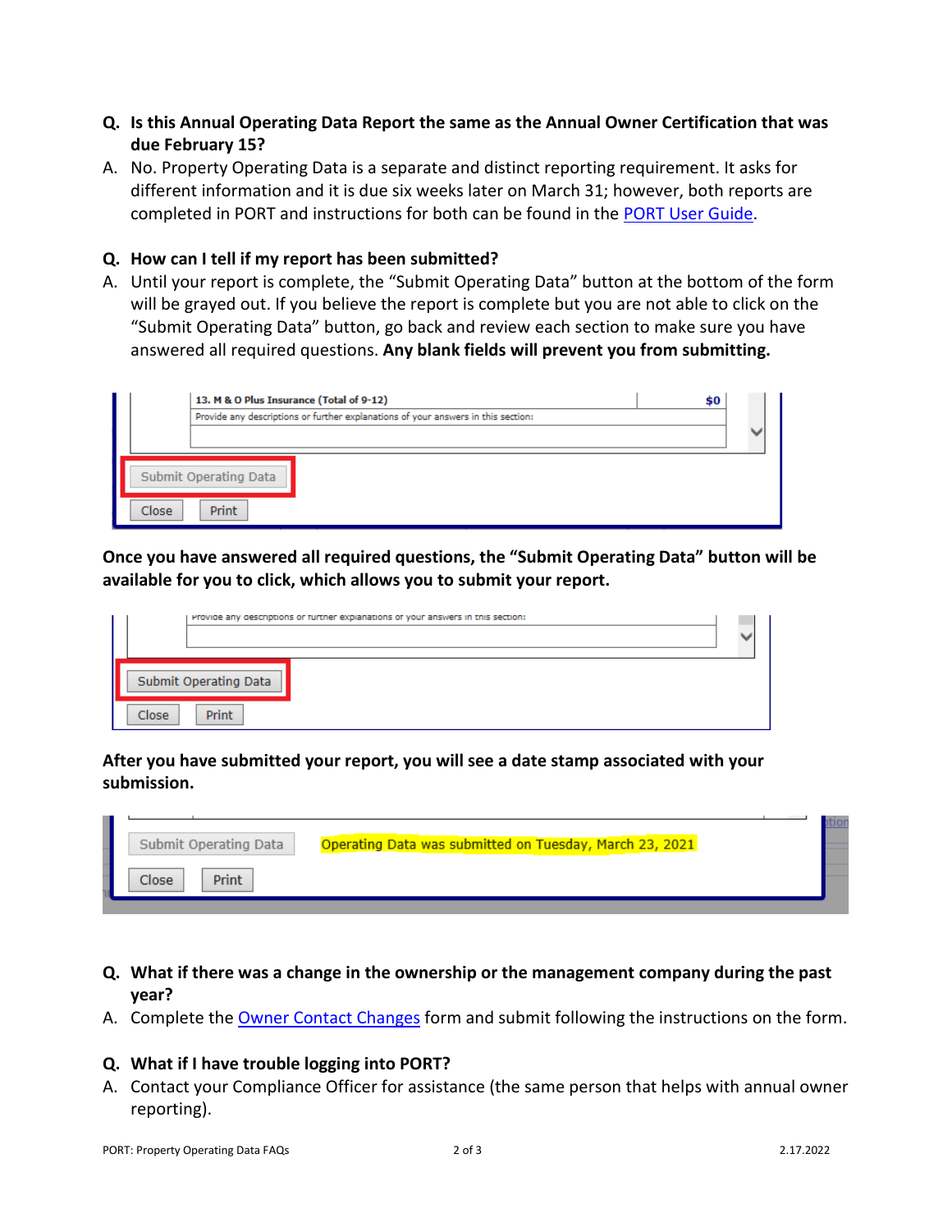**Q. Is this Annual Operating Data Report the same as the Annual Owner Certification that was due February 15?**

A. No. Property Operating Data is a separate and distinct reporting requirement. It asks for different information and it is due six weeks later on March 31; however, both reports are completed in PORT and instructions for both can be found in the PORT User Guide.

**Q. How can I tell if my report has been submitted?**

A. Until your report is complete, the "Submit Operating Data" button at the bottom of the form will be grayed out. If you believe the report is complete but you are not able to click on the "Submit Operating Data" button, go back and review each section to make sure you have answered all required questions. **Any blank fields will prevent you from submitting.**

**Once you have answered all required questions, the "Submit Operating Data" button will be available for you to click, which allows you to submit your report.**

**After you have submitted your report, you will see a date stamp associated with your submission.**

**Q. What if there was a change in the ownership or the management company during the past year?**

A. Complete the Owner Contact Changes form and submit following the instructions on the form.

**Q. What if I have trouble logging into PORT?**

A. Contact your Compliance Officer for assistance (the same person that helps with annual owner reporting).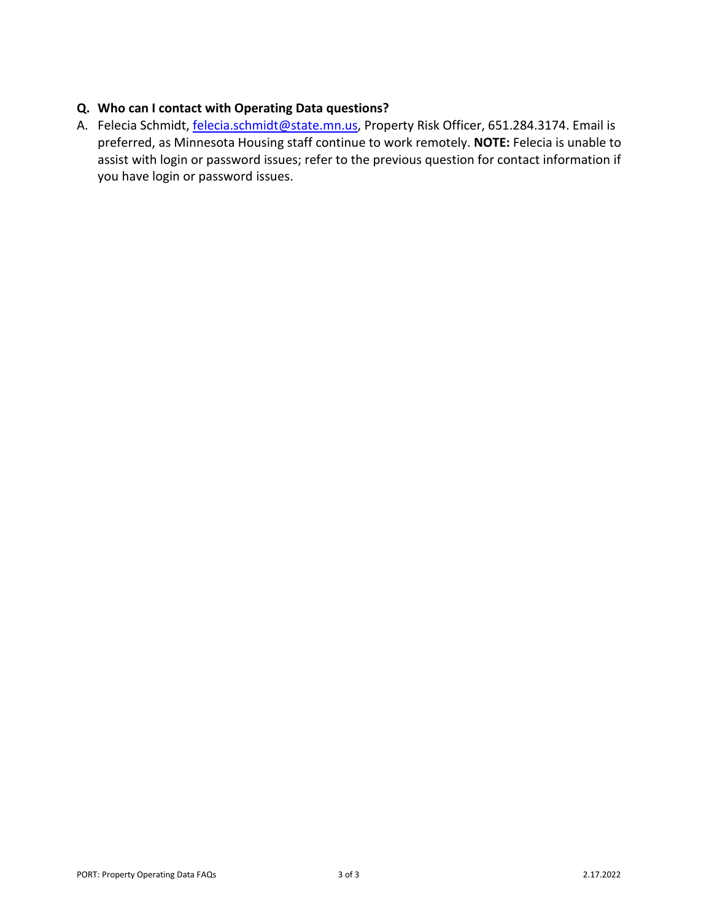**Q. Who can I contact with Operating Data questions?**

A. Felecia Schmidt, [felecia.schmidt@state.mn.us](mailto:felecia.schmidt@state.mn.us), Property Risk Officer, 651.284.3174. Email is preferred, as Minnesota Housing staff continue to work remotely. **NOTE:** Felecia is unable to assist with login or password issues; refer to the previous question for contact information if you have login or password issues.